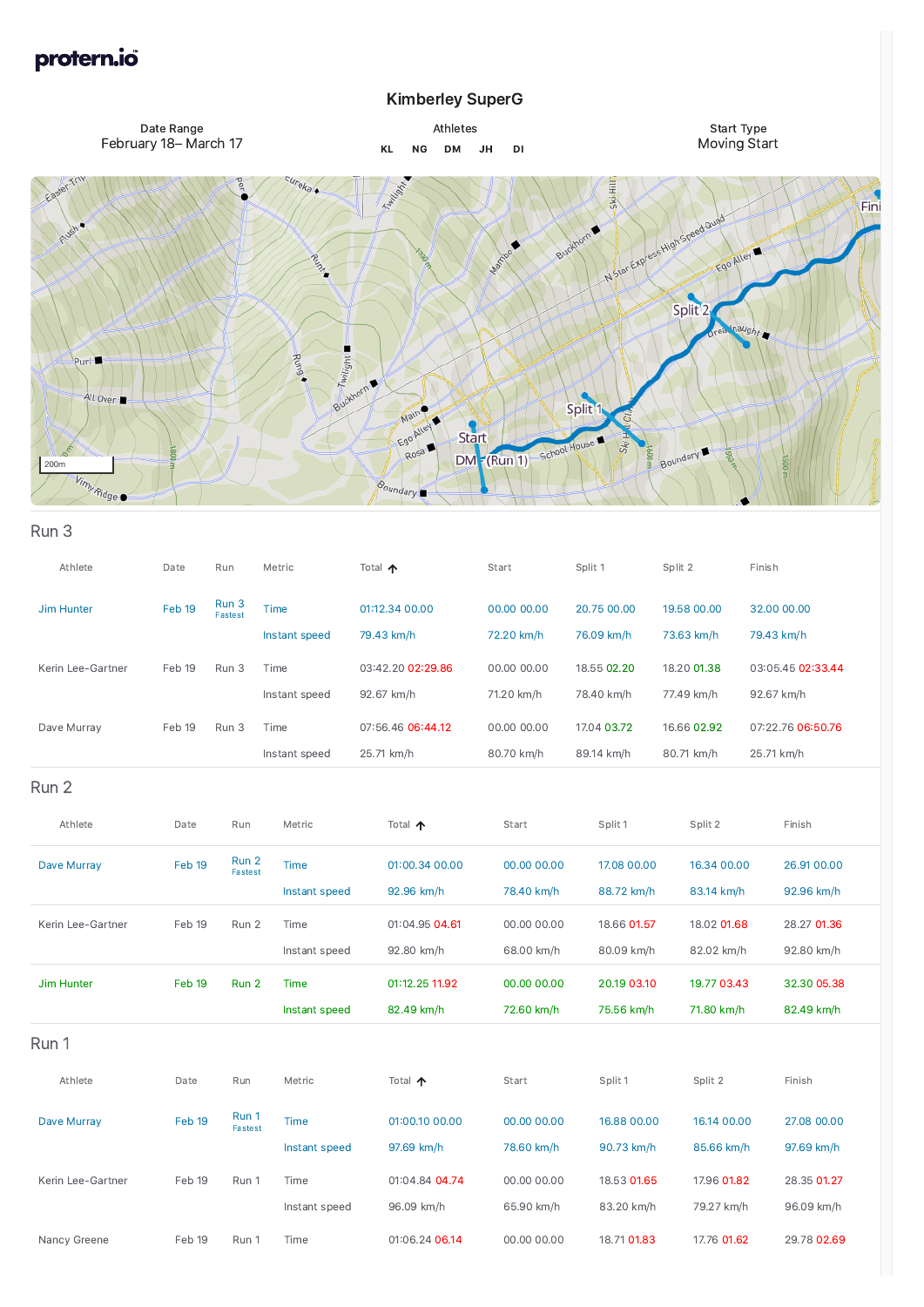**protern.io**

# Kimberley SuperG

| Date Range | Athletes | Start Type |
|---|---|---|
| February 18– March 17 | KL NG DM JH DI | Moving Start |

## Run 3

| Athlete | Date | Run | Metric | Total ↑ | Start | Split 1 | Split 2 | Finish |
|---|---|---|---|---|---|---|---|---|
| Jim Hunter | Feb 19 | Run 3 Fastest | Time | 01:12.34 00.00 | 00.00 00.00 | 20.75 00.00 | 19.58 00.00 | 32.00 00.00 |
| | | | Instant speed | 79.43 km/h | 72.20 km/h | 76.09 km/h | 73.63 km/h | 79.43 km/h |
| Kerin Lee-Gartner | Feb 19 | Run 3 | Time | 03:42.20 02:29.86 | 00.00 00.00 | 18.55 02.20 | 18.20 01.38 | 03:05.45 02:33.44 |
| | | | Instant speed | 92.67 km/h | 71.20 km/h | 78.40 km/h | 77.49 km/h | 92.67 km/h |
| Dave Murray | Feb 19 | Run 3 | Time | 07:56.46 06:44.12 | 00.00 00.00 | 17.04 03.72 | 16.66 02.92 | 07:22.76 06:50.76 |
| | | | Instant speed | 25.71 km/h | 80.70 km/h | 89.14 km/h | 80.71 km/h | 25.71 km/h |

## Run 2

| Athlete | Date | Run | Metric | Total ↑ | Start | Split 1 | Split 2 | Finish |
|---|---|---|---|---|---|---|---|---|
| Dave Murray | Feb 19 | Run 2 Fastest | Time | 01:00.34 00.00 | 00.00 00.00 | 17.08 00.00 | 16.34 00.00 | 26.91 00.00 |
| | | | Instant speed | 92.96 km/h | 78.40 km/h | 88.72 km/h | 83.14 km/h | 92.96 km/h |
| Kerin Lee-Gartner | Feb 19 | Run 2 | Time | 01:04.95 04.61 | 00.00 00.00 | 18.66 01.57 | 18.02 01.68 | 28.27 01.36 |
| | | | Instant speed | 92.80 km/h | 68.00 km/h | 80.09 km/h | 82.02 km/h | 92.80 km/h |
| Jim Hunter | Feb 19 | Run 2 | Time | 01:12.25 11.92 | 00.00 00.00 | 20.19 03.10 | 19.77 03.43 | 32.30 05.38 |
| | | | Instant speed | 82.49 km/h | 72.60 km/h | 75.56 km/h | 71.80 km/h | 82.49 km/h |

## Run 1

| Athlete | Date | Run | Metric | Total ↑ | Start | Split 1 | Split 2 | Finish |
|---|---|---|---|---|---|---|---|---|
| Dave Murray | Feb 19 | Run 1 Fastest | Time | 01:00.10 00.00 | 00.00 00.00 | 16.88 00.00 | 16.14 00.00 | 27.08 00.00 |
| | | | Instant speed | 97.69 km/h | 78.60 km/h | 90.73 km/h | 85.66 km/h | 97.69 km/h |
| Kerin Lee-Gartner | Feb 19 | Run 1 | Time | 01:04.84 04.74 | 00.00 00.00 | 18.53 01.65 | 17.96 01.82 | 28.35 01.27 |
| | | | Instant speed | 96.09 km/h | 65.90 km/h | 83.20 km/h | 79.27 km/h | 96.09 km/h |
| Nancy Greene | Feb 19 | Run 1 | Time | 01:06.24 06.14 | 00.00 00.00 | 18.71 01.83 | 17.76 01.62 | 29.78 02.69 |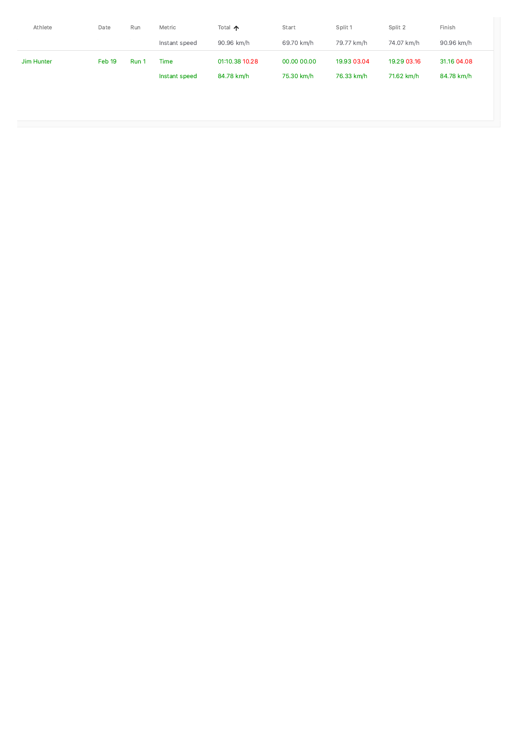| Athlete | Date | Run | Metric | Total ↑ | Start | Split 1 | Split 2 | Finish |
|---|---|---|---|---|---|---|---|---|
| | | | Instant speed | 90.96 km/h | 69.70 km/h | 79.77 km/h | 74.07 km/h | 90.96 km/h |
| Jim Hunter | Feb 19 | Run 1 | Time | 01:10.38 10.28 | 00.00 00.00 | 19.93 03.04 | 19.29 03.16 | 31.16 04.08 |
| | | | Instant speed | 84.78 km/h | 75.30 km/h | 76.33 km/h | 71.62 km/h | 84.78 km/h |